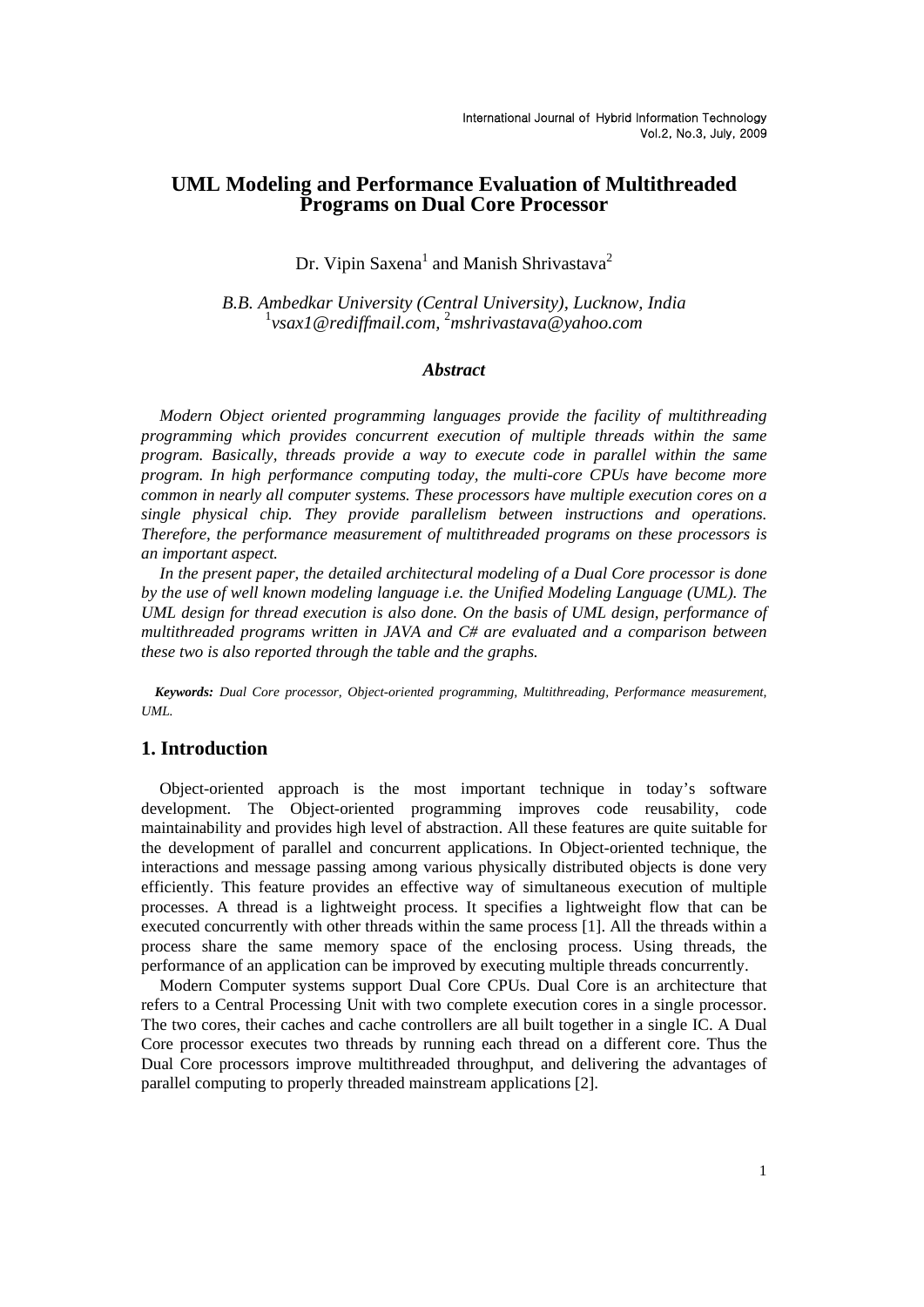# UML Modeling and Performance Evaluation of Multithreaded Programs on Dual Core Processor

Dr. Vipin Saxena[1] and Manish Shrivastava[2]

*B.B. Ambedkar University (Central University), Lucknow, India*
[1]*vsax1@rediffmail.com*, [2]*mshrivastava@yahoo.com*

### *Abstract*

*Modern Object oriented programming languages provide the facility of multithreading programming which provides concurrent execution of multiple threads within the same program. Basically, threads provide a way to execute code in parallel within the same program. In high performance computing today, the multi-core CPUs have become more common in nearly all computer systems. These processors have multiple execution cores on a single physical chip. They provide parallelism between instructions and operations. Therefore, the performance measurement of multithreaded programs on these processors is an important aspect.*

*In the present paper, the detailed architectural modeling of a Dual Core processor is done by the use of well known modeling language i.e. the Unified Modeling Language (UML). The UML design for thread execution is also done. On the basis of UML design, performance of multithreaded programs written in JAVA and C# are evaluated and a comparison between these two is also reported through the table and the graphs.*

***Keywords:*** *Dual Core processor, Object-oriented programming, Multithreading, Performance measurement, UML.*

## 1. Introduction

Object-oriented approach is the most important technique in today's software development. The Object-oriented programming improves code reusability, code maintainability and provides high level of abstraction. All these features are quite suitable for the development of parallel and concurrent applications. In Object-oriented technique, the interactions and message passing among various physically distributed objects is done very efficiently. This feature provides an effective way of simultaneous execution of multiple processes. A thread is a lightweight process. It specifies a lightweight flow that can be executed concurrently with other threads within the same process [1]. All the threads within a process share the same memory space of the enclosing process. Using threads, the performance of an application can be improved by executing multiple threads concurrently.

Modern Computer systems support Dual Core CPUs. Dual Core is an architecture that refers to a Central Processing Unit with two complete execution cores in a single processor. The two cores, their caches and cache controllers are all built together in a single IC. A Dual Core processor executes two threads by running each thread on a different core. Thus the Dual Core processors improve multithreaded throughput, and delivering the advantages of parallel computing to properly threaded mainstream applications [2].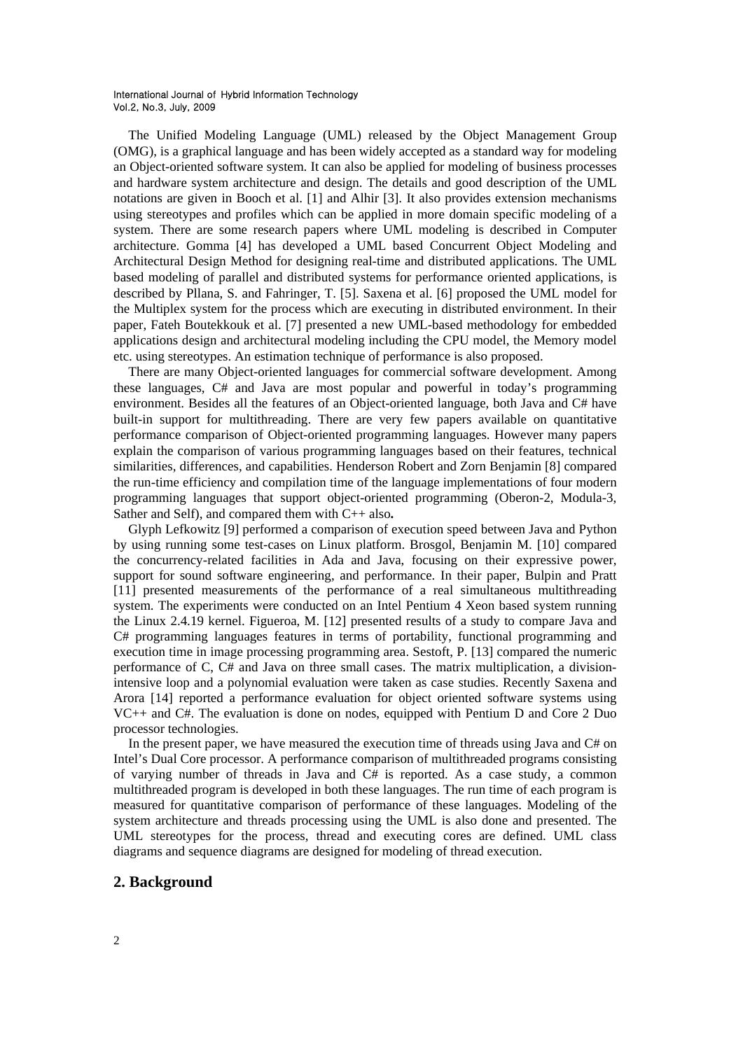The Unified Modeling Language (UML) released by the Object Management Group (OMG), is a graphical language and has been widely accepted as a standard way for modeling an Object-oriented software system. It can also be applied for modeling of business processes and hardware system architecture and design. The details and good description of the UML notations are given in Booch et al. [1] and Alhir [3]. It also provides extension mechanisms using stereotypes and profiles which can be applied in more domain specific modeling of a system. There are some research papers where UML modeling is described in Computer architecture. Gomma [4] has developed a UML based Concurrent Object Modeling and Architectural Design Method for designing real-time and distributed applications. The UML based modeling of parallel and distributed systems for performance oriented applications, is described by Pllana, S. and Fahringer, T. [5]. Saxena et al. [6] proposed the UML model for the Multiplex system for the process which are executing in distributed environment. In their paper, Fateh Boutekkouk et al. [7] presented a new UML-based methodology for embedded applications design and architectural modeling including the CPU model, the Memory model etc. using stereotypes. An estimation technique of performance is also proposed.

There are many Object-oriented languages for commercial software development. Among these languages, C# and Java are most popular and powerful in today's programming environment. Besides all the features of an Object-oriented language, both Java and C# have built-in support for multithreading. There are very few papers available on quantitative performance comparison of Object-oriented programming languages. However many papers explain the comparison of various programming languages based on their features, technical similarities, differences, and capabilities. Henderson Robert and Zorn Benjamin [8] compared the run-time efficiency and compilation time of the language implementations of four modern programming languages that support object-oriented programming (Oberon-2, Modula-3, Sather and Self), and compared them with C++ also**.**

Glyph Lefkowitz [9] performed a comparison of execution speed between Java and Python by using running some test-cases on Linux platform. Brosgol, Benjamin M. [10] compared the concurrency-related facilities in Ada and Java, focusing on their expressive power, support for sound software engineering, and performance. In their paper, Bulpin and Pratt [11] presented measurements of the performance of a real simultaneous multithreading system. The experiments were conducted on an Intel Pentium 4 Xeon based system running the Linux 2.4.19 kernel. Figueroa, M. [12] presented results of a study to compare Java and C# programming languages features in terms of portability, functional programming and execution time in image processing programming area. Sestoft, P. [13] compared the numeric performance of C, C# and Java on three small cases. The matrix multiplication, a division-intensive loop and a polynomial evaluation were taken as case studies. Recently Saxena and Arora [14] reported a performance evaluation for object oriented software systems using VC++ and C#. The evaluation is done on nodes, equipped with Pentium D and Core 2 Duo processor technologies.

In the present paper, we have measured the execution time of threads using Java and C# on Intel's Dual Core processor. A performance comparison of multithreaded programs consisting of varying number of threads in Java and C# is reported. As a case study, a common multithreaded program is developed in both these languages. The run time of each program is measured for quantitative comparison of performance of these languages. Modeling of the system architecture and threads processing using the UML is also done and presented. The UML stereotypes for the process, thread and executing cores are defined. UML class diagrams and sequence diagrams are designed for modeling of thread execution.

## 2. Background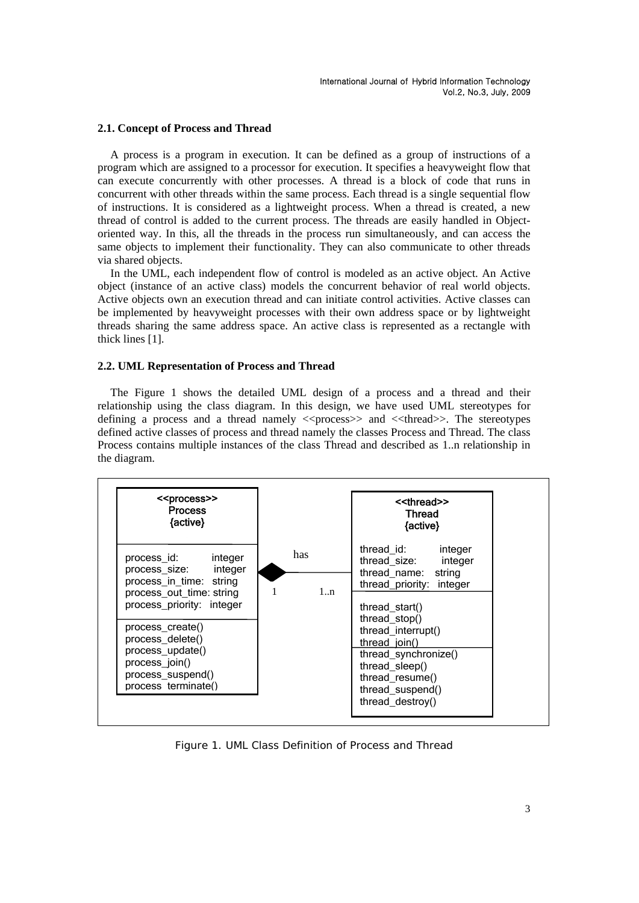## 2.1. Concept of Process and Thread

A process is a program in execution. It can be defined as a group of instructions of a program which are assigned to a processor for execution. It specifies a heavyweight flow that can execute concurrently with other processes. A thread is a block of code that runs in concurrent with other threads within the same process. Each thread is a single sequential flow of instructions. It is considered as a lightweight process. When a thread is created, a new thread of control is added to the current process. The threads are easily handled in Object-oriented way. In this, all the threads in the process run simultaneously, and can access the same objects to implement their functionality. They can also communicate to other threads via shared objects.

In the UML, each independent flow of control is modeled as an active object. An Active object (instance of an active class) models the concurrent behavior of real world objects. Active objects own an execution thread and can initiate control activities. Active classes can be implemented by heavyweight processes with their own address space or by lightweight threads sharing the same address space. An active class is represented as a rectangle with thick lines [1].

## 2.2. UML Representation of Process and Thread

The Figure 1 shows the detailed UML design of a process and a thread and their relationship using the class diagram. In this design, we have used UML stereotypes for defining a process and a thread namely <<process>> and <<thread>>. The stereotypes defined active classes of process and thread namely the classes Process and Thread. The class Process contains multiple instances of the class Thread and described as 1..n relationship in the diagram.

```
<<process>>                           <<thread>>
Process                               Thread
{active}                              {active}
-----------------------               -----------------------
process_id:        integer    has     thread_id:        integer
process_size:      integer  ◆-------  thread_size:      integer
process_in_time:   string   1    1..n thread_name:      string
process_out_time:  string             thread_priority:  integer
process_priority:  integer            -----------------------
-----------------------               thread_start()
process_create()                      thread_stop()
process_delete()                      thread_interrupt()
process_update()                      thread_join()
process_join()                        thread_synchronize()
process_suspend()                     thread_sleep()
process_terminate()                   thread_resume()
                                      thread_suspend()
                                      thread_destroy()
```

Figure 1. UML Class Definition of Process and Thread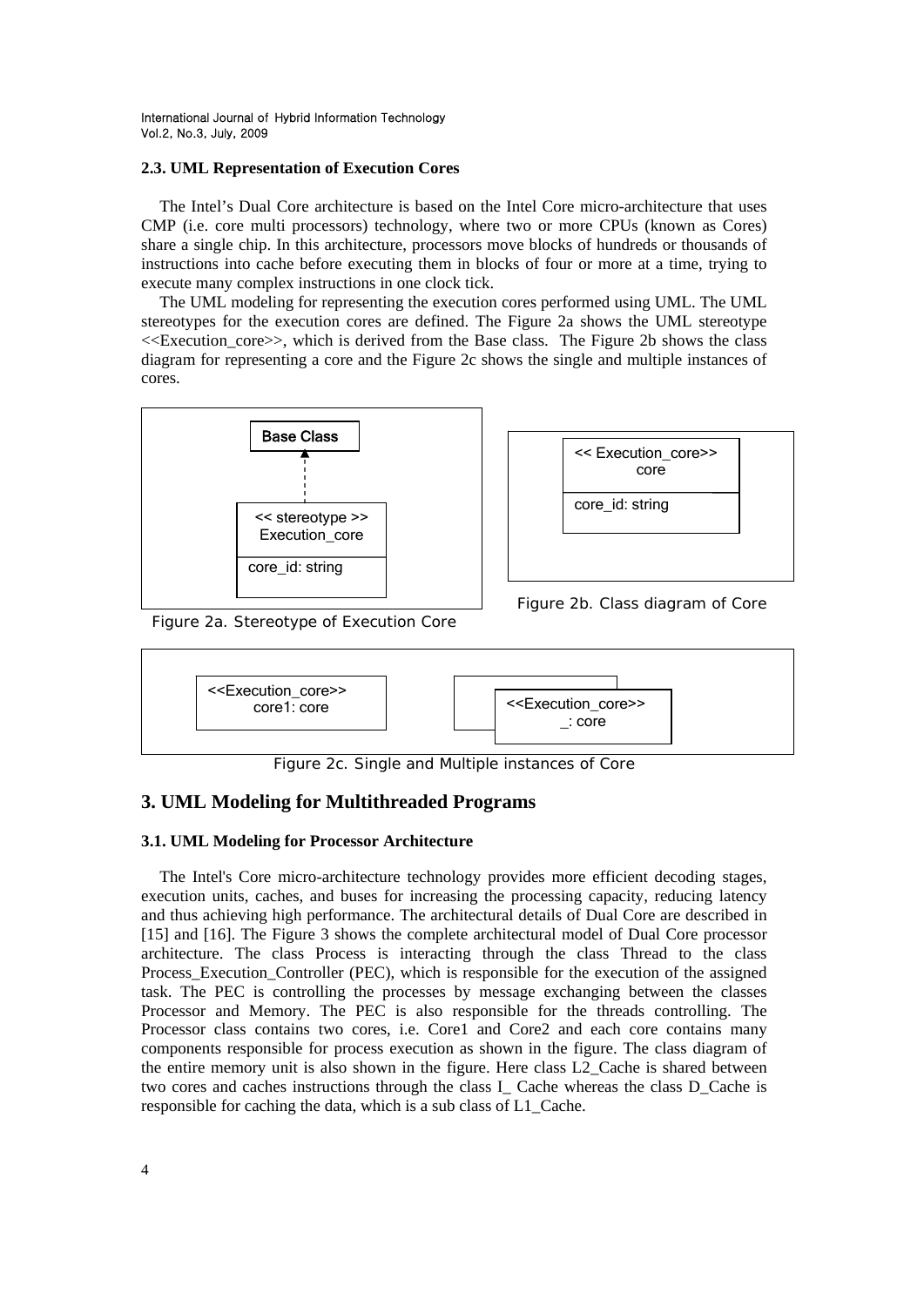### 2.3. UML Representation of Execution Cores

The Intel's Dual Core architecture is based on the Intel Core micro-architecture that uses CMP (i.e. core multi processors) technology, where two or more CPUs (known as Cores) share a single chip. In this architecture, processors move blocks of hundreds or thousands of instructions into cache before executing them in blocks of four or more at a time, trying to execute many complex instructions in one clock tick.

The UML modeling for representing the execution cores performed using UML. The UML stereotypes for the execution cores are defined. The Figure 2a shows the UML stereotype <<Execution_core>>, which is derived from the Base class. The Figure 2b shows the class diagram for representing a core and the Figure 2c shows the single and multiple instances of cores.

Base Class

<< stereotype >>
Execution_core

core_id: string

Figure 2a. Stereotype of Execution Core

<< Execution_core>>
core

core_id: string

Figure 2b. Class diagram of Core

<<Execution_core>>
core1: core

<<Execution_core>>
_: core

Figure 2c. Single and Multiple instances of Core

## 3. UML Modeling for Multithreaded Programs

### 3.1. UML Modeling for Processor Architecture

The Intel's Core micro-architecture technology provides more efficient decoding stages, execution units, caches, and buses for increasing the processing capacity, reducing latency and thus achieving high performance. The architectural details of Dual Core are described in [15] and [16]. The Figure 3 shows the complete architectural model of Dual Core processor architecture. The class Process is interacting through the class Thread to the class Process_Execution_Controller (PEC), which is responsible for the execution of the assigned task. The PEC is controlling the processes by message exchanging between the classes Processor and Memory. The PEC is also responsible for the threads controlling. The Processor class contains two cores, i.e. Core1 and Core2 and each core contains many components responsible for process execution as shown in the figure. The class diagram of the entire memory unit is also shown in the figure. Here class L2_Cache is shared between two cores and caches instructions through the class I_ Cache whereas the class D_Cache is responsible for caching the data, which is a sub class of L1_Cache.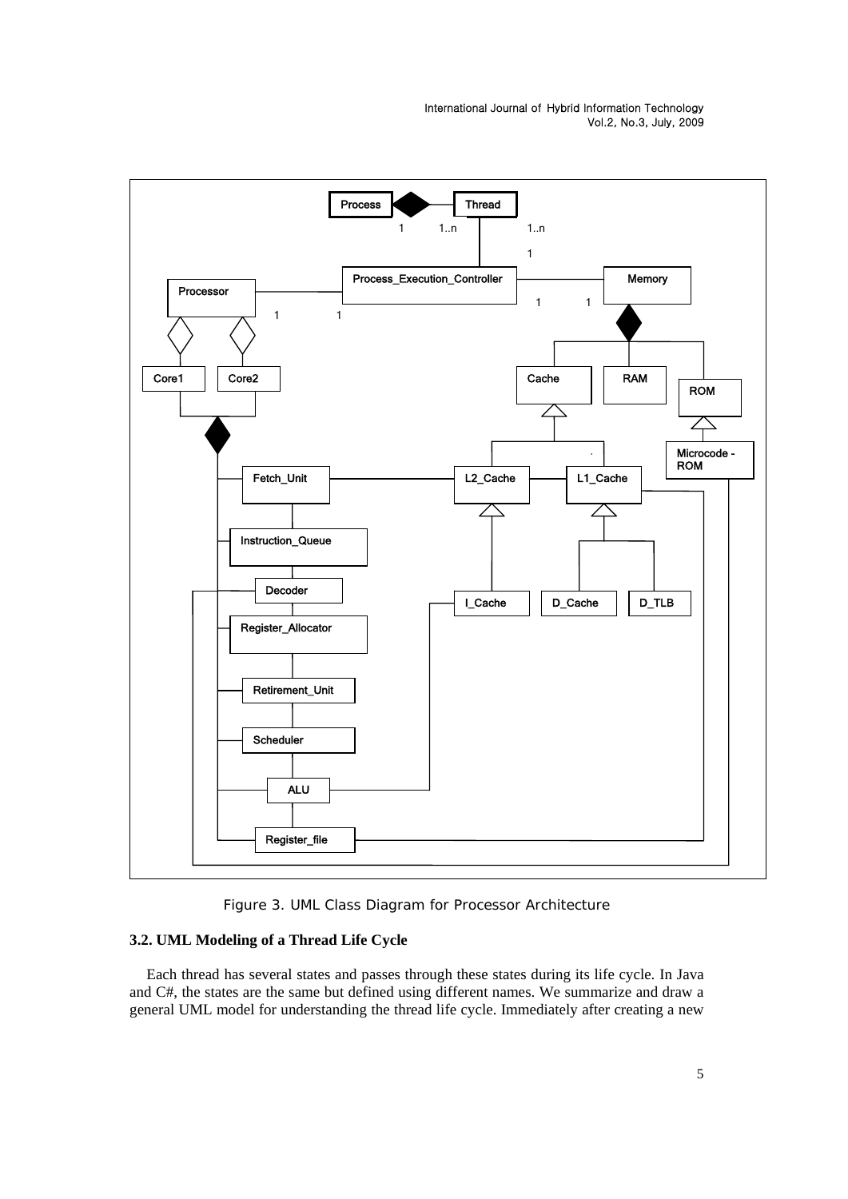Figure 3. UML Class Diagram for Processor Architecture

### 3.2. UML Modeling of a Thread Life Cycle

Each thread has several states and passes through these states during its life cycle. In Java and C#, the states are the same but defined using different names. We summarize and draw a general UML model for understanding the thread life cycle. Immediately after creating a new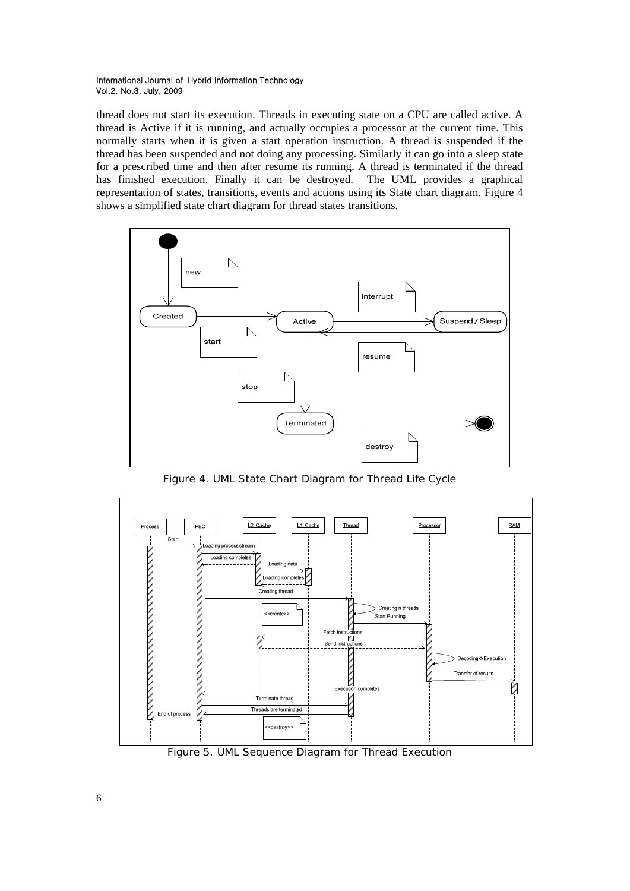thread does not start its execution. Threads in executing state on a CPU are called active. A thread is Active if it is running, and actually occupies a processor at the current time. This normally starts when it is given a start operation instruction. A thread is suspended if the thread has been suspended and not doing any processing. Similarly it can go into a sleep state for a prescribed time and then after resume its running. A thread is terminated if the thread has finished execution. Finally it can be destroyed. The UML provides a graphical representation of states, transitions, events and actions using its State chart diagram. Figure 4 shows a simplified state chart diagram for thread states transitions.

Figure 4. UML State Chart Diagram for Thread Life Cycle

Figure 5. UML Sequence Diagram for Thread Execution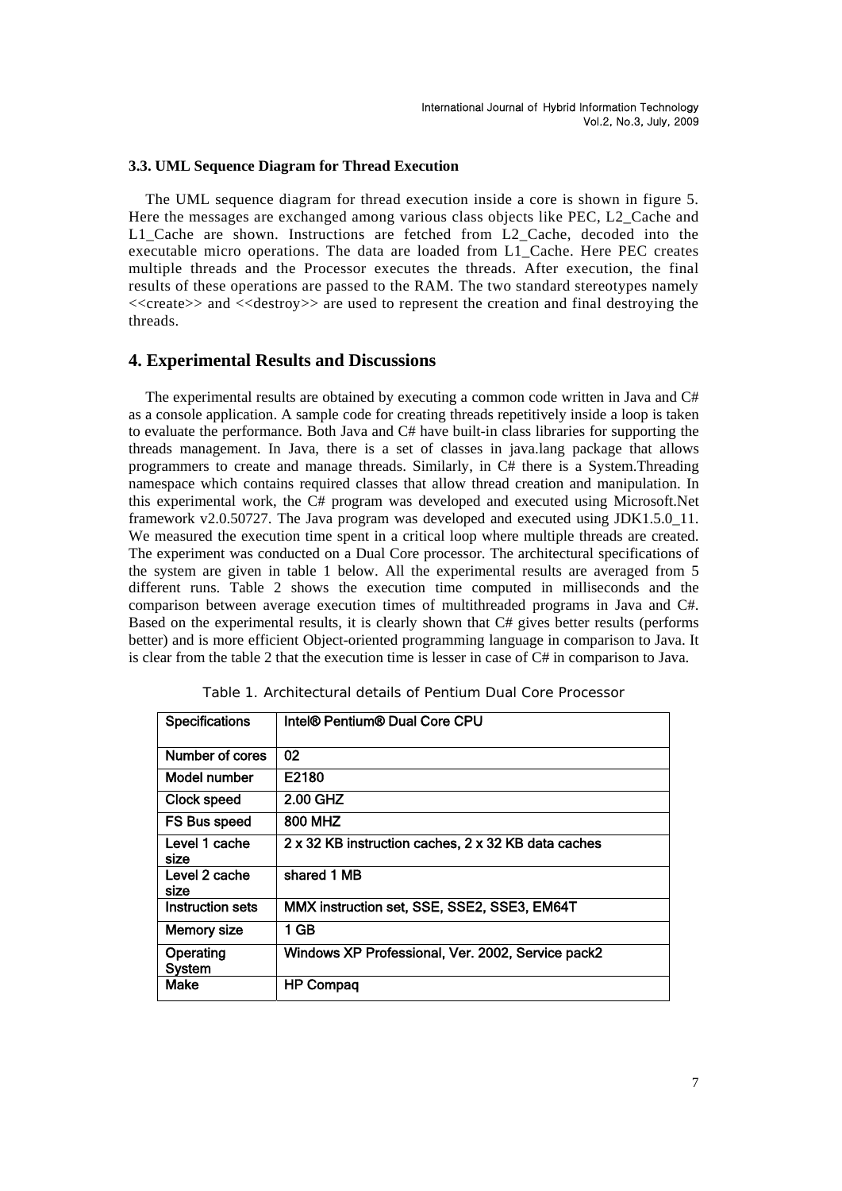### 3.3. UML Sequence Diagram for Thread Execution

The UML sequence diagram for thread execution inside a core is shown in figure 5. Here the messages are exchanged among various class objects like PEC, L2_Cache and L1_Cache are shown. Instructions are fetched from L2_Cache, decoded into the executable micro operations. The data are loaded from L1_Cache. Here PEC creates multiple threads and the Processor executes the threads. After execution, the final results of these operations are passed to the RAM. The two standard stereotypes namely <<create>> and <<destroy>> are used to represent the creation and final destroying the threads.

## 4. Experimental Results and Discussions

The experimental results are obtained by executing a common code written in Java and C# as a console application. A sample code for creating threads repetitively inside a loop is taken to evaluate the performance. Both Java and C# have built-in class libraries for supporting the threads management. In Java, there is a set of classes in java.lang package that allows programmers to create and manage threads. Similarly, in C# there is a System.Threading namespace which contains required classes that allow thread creation and manipulation. In this experimental work, the C# program was developed and executed using Microsoft.Net framework v2.0.50727. The Java program was developed and executed using JDK1.5.0_11. We measured the execution time spent in a critical loop where multiple threads are created. The experiment was conducted on a Dual Core processor. The architectural specifications of the system are given in table 1 below. All the experimental results are averaged from 5 different runs. Table 2 shows the execution time computed in milliseconds and the comparison between average execution times of multithreaded programs in Java and C#. Based on the experimental results, it is clearly shown that C# gives better results (performs better) and is more efficient Object-oriented programming language in comparison to Java. It is clear from the table 2 that the execution time is lesser in case of C# in comparison to Java.

Table 1. Architectural details of Pentium Dual Core Processor

| Specifications | Intel® Pentium® Dual Core CPU |
|---|---|
| Number of cores | 02 |
| Model number | E2180 |
| Clock speed | 2.00 GHZ |
| FS Bus speed | 800 MHZ |
| Level 1 cache size | 2 x 32 KB instruction caches, 2 x 32 KB data caches |
| Level 2 cache size | shared 1 MB |
| Instruction sets | MMX instruction set, SSE, SSE2, SSE3, EM64T |
| Memory size | 1 GB |
| Operating System | Windows XP Professional, Ver. 2002, Service pack2 |
| Make | HP Compaq |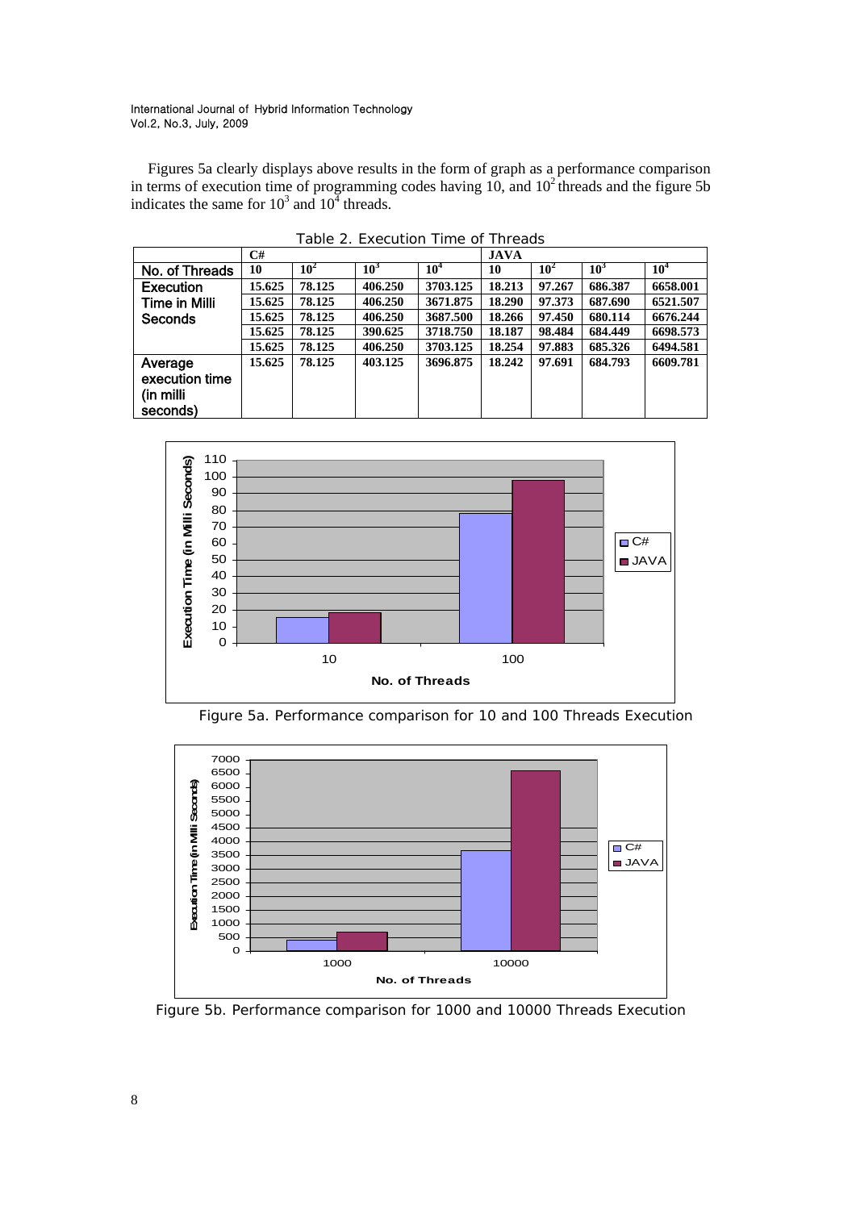Figures 5a clearly displays above results in the form of graph as a performance comparison in terms of execution time of programming codes having 10, and $10^2$ threads and the figure 5b indicates the same for $10^3$ and $10^4$ threads.

Table 2. Execution Time of Threads

| | C# | | | | JAVA | | | |
|---|---|---|---|---|---|---|---|---|
| No. of Threads | 10 | $10^2$ | $10^3$ | $10^4$ | 10 | $10^2$ | $10^3$ | $10^4$ |
| Execution Time in Milli Seconds | 15.625 | 78.125 | 406.250 | 3703.125 | 18.213 | 97.267 | 686.387 | 6658.001 |
| | 15.625 | 78.125 | 406.250 | 3671.875 | 18.290 | 97.373 | 687.690 | 6521.507 |
| | 15.625 | 78.125 | 406.250 | 3687.500 | 18.266 | 97.450 | 680.114 | 6676.244 |
| | 15.625 | 78.125 | 390.625 | 3718.750 | 18.187 | 98.484 | 684.449 | 6698.573 |
| | 15.625 | 78.125 | 406.250 | 3703.125 | 18.254 | 97.883 | 685.326 | 6494.581 |
| Average execution time (in milli seconds) | 15.625 | 78.125 | 403.125 | 3696.875 | 18.242 | 97.691 | 684.793 | 6609.781 |

Figure 5a. Performance comparison for 10 and 100 Threads Execution

Figure 5b. Performance comparison for 1000 and 10000 Threads Execution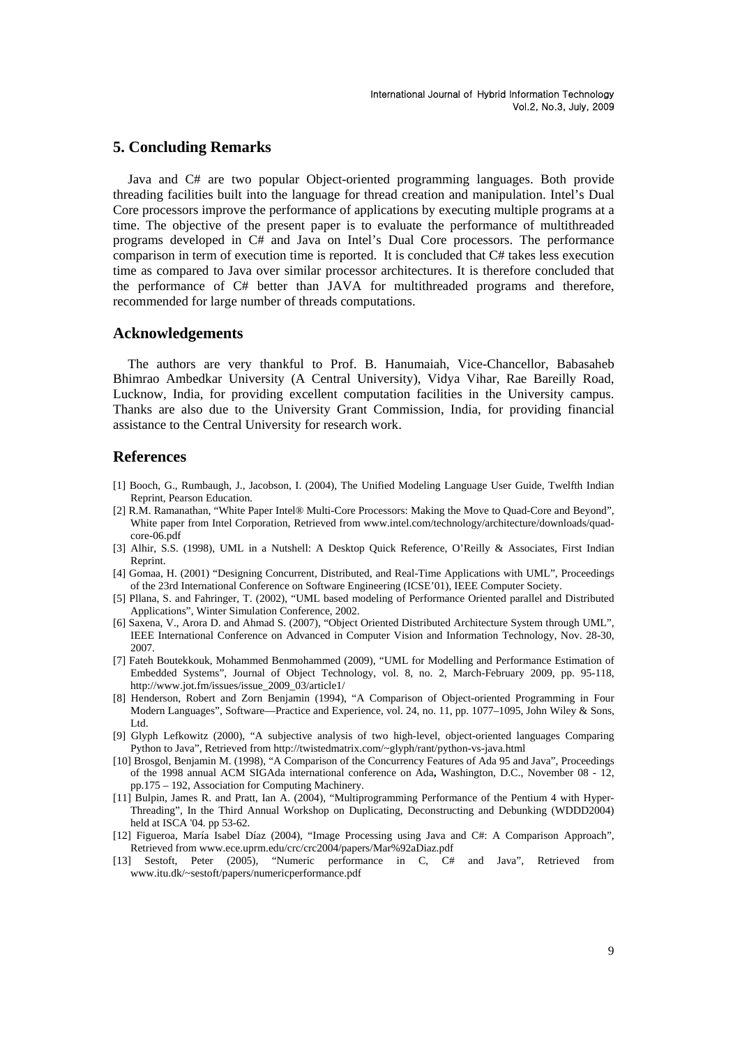## 5. Concluding Remarks

Java and C# are two popular Object-oriented programming languages. Both provide threading facilities built into the language for thread creation and manipulation. Intel's Dual Core processors improve the performance of applications by executing multiple programs at a time. The objective of the present paper is to evaluate the performance of multithreaded programs developed in C# and Java on Intel's Dual Core processors. The performance comparison in term of execution time is reported. It is concluded that C# takes less execution time as compared to Java over similar processor architectures. It is therefore concluded that the performance of C# better than JAVA for multithreaded programs and therefore, recommended for large number of threads computations.

## Acknowledgements

The authors are very thankful to Prof. B. Hanumaiah, Vice-Chancellor, Babasaheb Bhimrao Ambedkar University (A Central University), Vidya Vihar, Rae Bareilly Road, Lucknow, India, for providing excellent computation facilities in the University campus. Thanks are also due to the University Grant Commission, India, for providing financial assistance to the Central University for research work.

## References

[1] Booch, G., Rumbaugh, J., Jacobson, I. (2004), The Unified Modeling Language User Guide, Twelfth Indian Reprint, Pearson Education.

[2] R.M. Ramanathan, "White Paper Intel® Multi-Core Processors: Making the Move to Quad-Core and Beyond", White paper from Intel Corporation, Retrieved from www.intel.com/technology/architecture/downloads/quad-core-06.pdf

[3] Alhir, S.S. (1998), UML in a Nutshell: A Desktop Quick Reference, O'Reilly & Associates, First Indian Reprint.

[4] Gomaa, H. (2001) "Designing Concurrent, Distributed, and Real-Time Applications with UML", Proceedings of the 23rd International Conference on Software Engineering (ICSE'01), IEEE Computer Society.

[5] Pllana, S. and Fahringer, T. (2002), "UML based modeling of Performance Oriented parallel and Distributed Applications", Winter Simulation Conference, 2002.

[6] Saxena, V., Arora D. and Ahmad S. (2007), "Object Oriented Distributed Architecture System through UML", IEEE International Conference on Advanced in Computer Vision and Information Technology, Nov. 28-30, 2007.

[7] Fateh Boutekkouk, Mohammed Benmohammed (2009), "UML for Modelling and Performance Estimation of Embedded Systems", Journal of Object Technology, vol. 8, no. 2, March-February 2009, pp. 95-118, http://www.jot.fm/issues/issue_2009_03/article1/

[8] Henderson, Robert and Zorn Benjamin (1994), "A Comparison of Object-oriented Programming in Four Modern Languages", Software—Practice and Experience, vol. 24, no. 11, pp. 1077–1095, John Wiley & Sons, Ltd.

[9] Glyph Lefkowitz (2000), "A subjective analysis of two high-level, object-oriented languages Comparing Python to Java", Retrieved from http://twistedmatrix.com/~glyph/rant/python-vs-java.html

[10] Brosgol, Benjamin M. (1998), "A Comparison of the Concurrency Features of Ada 95 and Java", Proceedings of the 1998 annual ACM SIGAda international conference on Ada**,** Washington, D.C., November 08 - 12, pp.175 – 192, Association for Computing Machinery.

[11] Bulpin, James R. and Pratt, Ian A. (2004), "Multiprogramming Performance of the Pentium 4 with Hyper-Threading", In the Third Annual Workshop on Duplicating, Deconstructing and Debunking (WDDD2004) held at ISCA '04. pp 53-62.

[12] Figueroa, María Isabel Díaz (2004), "Image Processing using Java and C#: A Comparison Approach", Retrieved from www.ece.uprm.edu/crc/crc2004/papers/Mar%92aDiaz.pdf

[13] Sestoft, Peter (2005), "Numeric performance in C, C# and Java", Retrieved from www.itu.dk/~sestoft/papers/numericperformance.pdf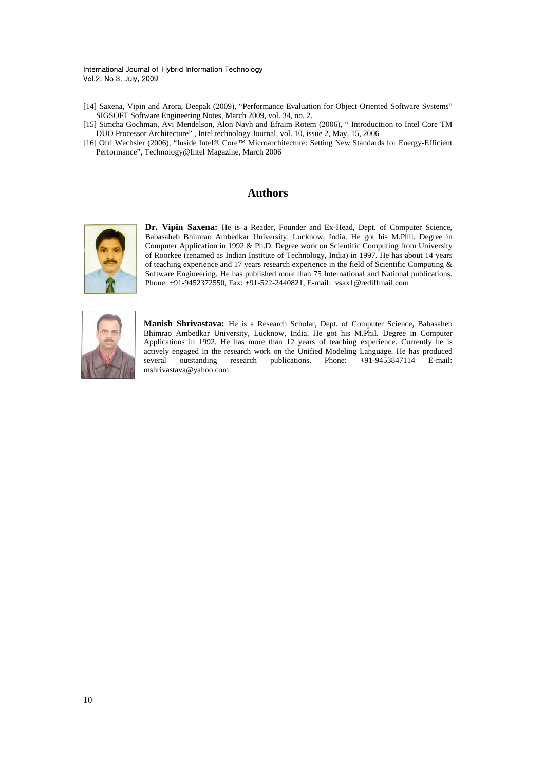[14] Saxena, Vipin and Arora, Deepak (2009), "Performance Evaluation for Object Oriented Software Systems" SIGSOFT Software Engineering Notes, March 2009, vol. 34, no. 2.

[15] Simcha Gochman, Avi Mendelson, Alon Navh and Efraim Rotem (2006), " Introducttion to Intel Core TM DUO Processor Architecture" , Intel technology Journal, vol. 10, issue 2, May, 15, 2006

[16] Ofri Wechsler (2006), "Inside Intel® Core™ Microarchitecture: Setting New Standards for Energy-Efficient Performance", Technology@Intel Magazine, March 2006

## Authors

**Dr. Vipin Saxena:** He is a Reader, Founder and Ex-Head, Dept. of Computer Science, Babasaheb Bhimrao Ambedkar University, Lucknow, India. He got his M.Phil. Degree in Computer Application in 1992 & Ph.D. Degree work on Scientific Computing from University of Roorkee (renamed as Indian Institute of Technology, India) in 1997. He has about 14 years of teaching experience and 17 years research experience in the field of Scientific Computing & Software Engineering. He has published more than 75 International and National publications. Phone: +91-9452372550, Fax: +91-522-2440821, E-mail: vsax1@rediffmail.com

**Manish Shrivastava:** He is a Research Scholar, Dept. of Computer Science, Babasaheb Bhimrao Ambedkar University, Lucknow, India. He got his M.Phil. Degree in Computer Applications in 1992. He has more than 12 years of teaching experience. Currently he is actively engaged in the research work on the Unified Modeling Language. He has produced several outstanding research publications. Phone: +91-9453847114 E-mail: mshrivastava@yahoo.com